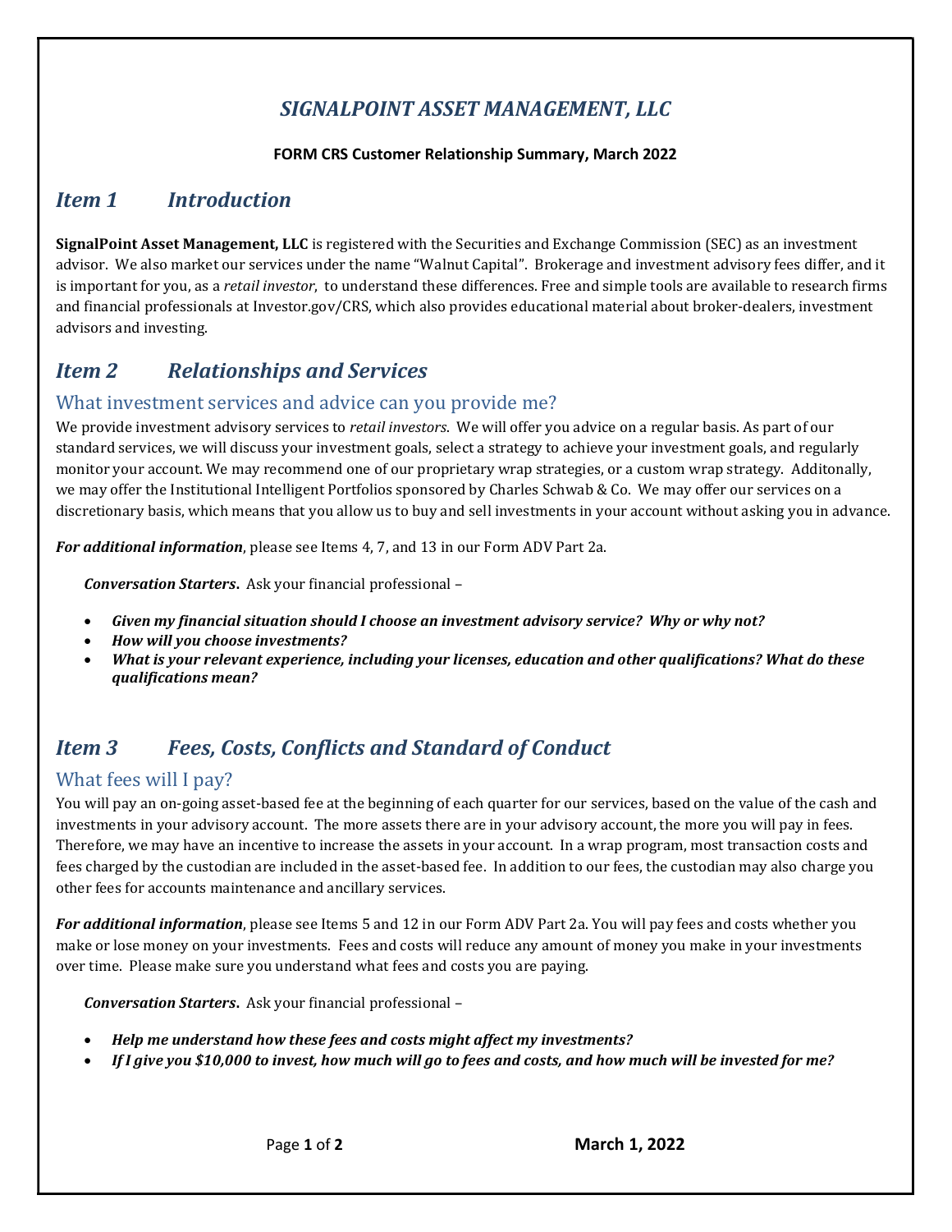# *SIGNALPOINT ASSET MANAGEMENT, LLC*

**FORM CRS Customer Relationship Summary, March 2022**

## *Item 1 Introduction*

**SignalPoint Asset Management, LLC** is registered with the Securities and Exchange Commission (SEC) as an investment advisor. We also market our services under the name "Walnut Capital". Brokerage and investment advisory fees differ, and it is important for you, as a *retail investor*, to understand these differences. Free and simple tools are available to research firms and financial professionals at Investor.gov/CRS, which also provides educational material about broker-dealers, investment advisors and investing.

## *Item 2 Relationships and Services*

### What investment services and advice can you provide me?

We provide investment advisory services to *retail investors*. We will offer you advice on a regular basis. As part of our standard services, we will discuss your investment goals, select a strategy to achieve your investment goals, and regularly monitor your account. We may recommend one of our proprietary wrap strategies, or a custom wrap strategy. Additonally, we may offer the Institutional Intelligent Portfolios sponsored by Charles Schwab & Co. We may offer our services on a discretionary basis, which means that you allow us to buy and sell investments in your account without asking you in advance.

***For additional information***, please see Items 4, 7, and 13 in our Form ADV Part 2a.

***Conversation Starters***. Ask your financial professional –

- ***Given my financial situation should I choose an investment advisory service? Why or why not?***
- ***How will you choose investments?***
- ***What is your relevant experience, including your licenses, education and other qualifications? What do these qualifications mean?***

## *Item 3 Fees, Costs, Conflicts and Standard of Conduct*

### What fees will I pay?

You will pay an on-going asset-based fee at the beginning of each quarter for our services, based on the value of the cash and investments in your advisory account. The more assets there are in your advisory account, the more you will pay in fees. Therefore, we may have an incentive to increase the assets in your account. In a wrap program, most transaction costs and fees charged by the custodian are included in the asset-based fee. In addition to our fees, the custodian may also charge you other fees for accounts maintenance and ancillary services.

***For additional information***, please see Items 5 and 12 in our Form ADV Part 2a. You will pay fees and costs whether you make or lose money on your investments. Fees and costs will reduce any amount of money you make in your investments over time. Please make sure you understand what fees and costs you are paying.

***Conversation Starters***. Ask your financial professional –

- ***Help me understand how these fees and costs might affect my investments?***
- ***If I give you $10,000 to invest, how much will go to fees and costs, and how much will be invested for me?***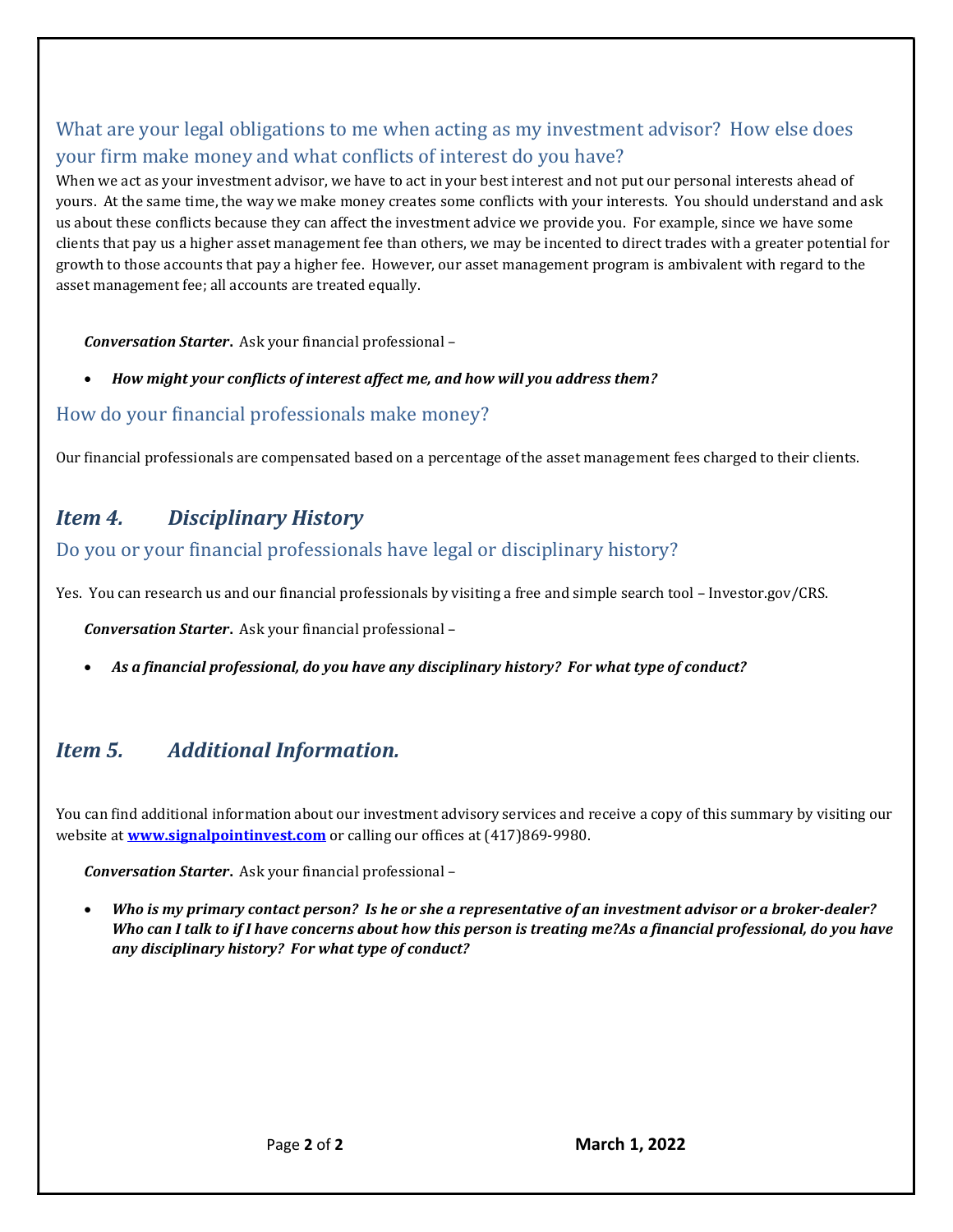## What are your legal obligations to me when acting as my investment advisor? How else does your firm make money and what conflicts of interest do you have?

When we act as your investment advisor, we have to act in your best interest and not put our personal interests ahead of yours. At the same time, the way we make money creates some conflicts with your interests. You should understand and ask us about these conflicts because they can affect the investment advice we provide you. For example, since we have some clients that pay us a higher asset management fee than others, we may be incented to direct trades with a greater potential for growth to those accounts that pay a higher fee. However, our asset management program is ambivalent with regard to the asset management fee; all accounts are treated equally.

***Conversation Starter*.** Ask your financial professional –

- ***How might your conflicts of interest affect me, and how will you address them?***

## How do your financial professionals make money?

Our financial professionals are compensated based on a percentage of the asset management fees charged to their clients.

# *Item 4. Disciplinary History*

## Do you or your financial professionals have legal or disciplinary history?

Yes. You can research us and our financial professionals by visiting a free and simple search tool – Investor.gov/CRS.

***Conversation Starter*.** Ask your financial professional –

- ***As a financial professional, do you have any disciplinary history? For what type of conduct?***

# *Item 5. Additional Information.*

You can find additional information about our investment advisory services and receive a copy of this summary by visiting our website at **[www.signalpointinvest.com](http://www.signalpointinvest.com)** or calling our offices at (417)869-9980.

***Conversation Starter*.** Ask your financial professional –

- ***Who is my primary contact person? Is he or she a representative of an investment advisor or a broker-dealer? Who can I talk to if I have concerns about how this person is treating me?As a financial professional, do you have any disciplinary history? For what type of conduct?***

**March 1, 2022**